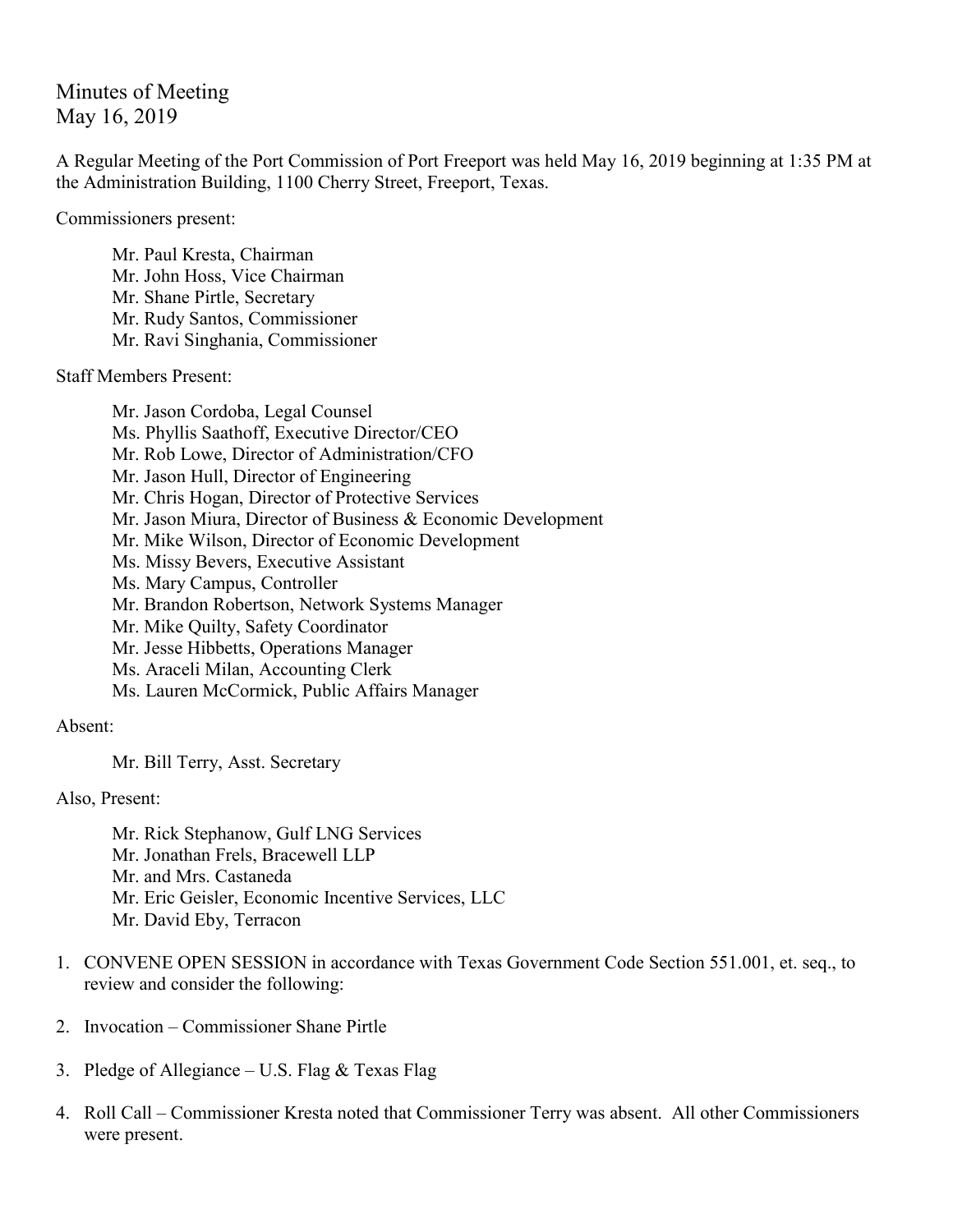# Minutes of Meeting
May 16, 2019

A Regular Meeting of the Port Commission of Port Freeport was held May 16, 2019 beginning at 1:35 PM at the Administration Building, 1100 Cherry Street, Freeport, Texas.

Commissioners present:

Mr. Paul Kresta, Chairman
Mr. John Hoss, Vice Chairman
Mr. Shane Pirtle, Secretary
Mr. Rudy Santos, Commissioner
Mr. Ravi Singhania, Commissioner

Staff Members Present:

Mr. Jason Cordoba, Legal Counsel
Ms. Phyllis Saathoff, Executive Director/CEO
Mr. Rob Lowe, Director of Administration/CFO
Mr. Jason Hull, Director of Engineering
Mr. Chris Hogan, Director of Protective Services
Mr. Jason Miura, Director of Business & Economic Development
Mr. Mike Wilson, Director of Economic Development
Ms. Missy Bevers, Executive Assistant
Ms. Mary Campus, Controller
Mr. Brandon Robertson, Network Systems Manager
Mr. Mike Quilty, Safety Coordinator
Mr. Jesse Hibbetts, Operations Manager
Ms. Araceli Milan, Accounting Clerk
Ms. Lauren McCormick, Public Affairs Manager

Absent:

Mr. Bill Terry, Asst. Secretary

Also, Present:

Mr. Rick Stephanow, Gulf LNG Services
Mr. Jonathan Frels, Bracewell LLP
Mr. and Mrs. Castaneda
Mr. Eric Geisler, Economic Incentive Services, LLC
Mr. David Eby, Terracon

1. CONVENE OPEN SESSION in accordance with Texas Government Code Section 551.001, et. seq., to review and consider the following:

2. Invocation – Commissioner Shane Pirtle

3. Pledge of Allegiance – U.S. Flag & Texas Flag

4. Roll Call – Commissioner Kresta noted that Commissioner Terry was absent. All other Commissioners were present.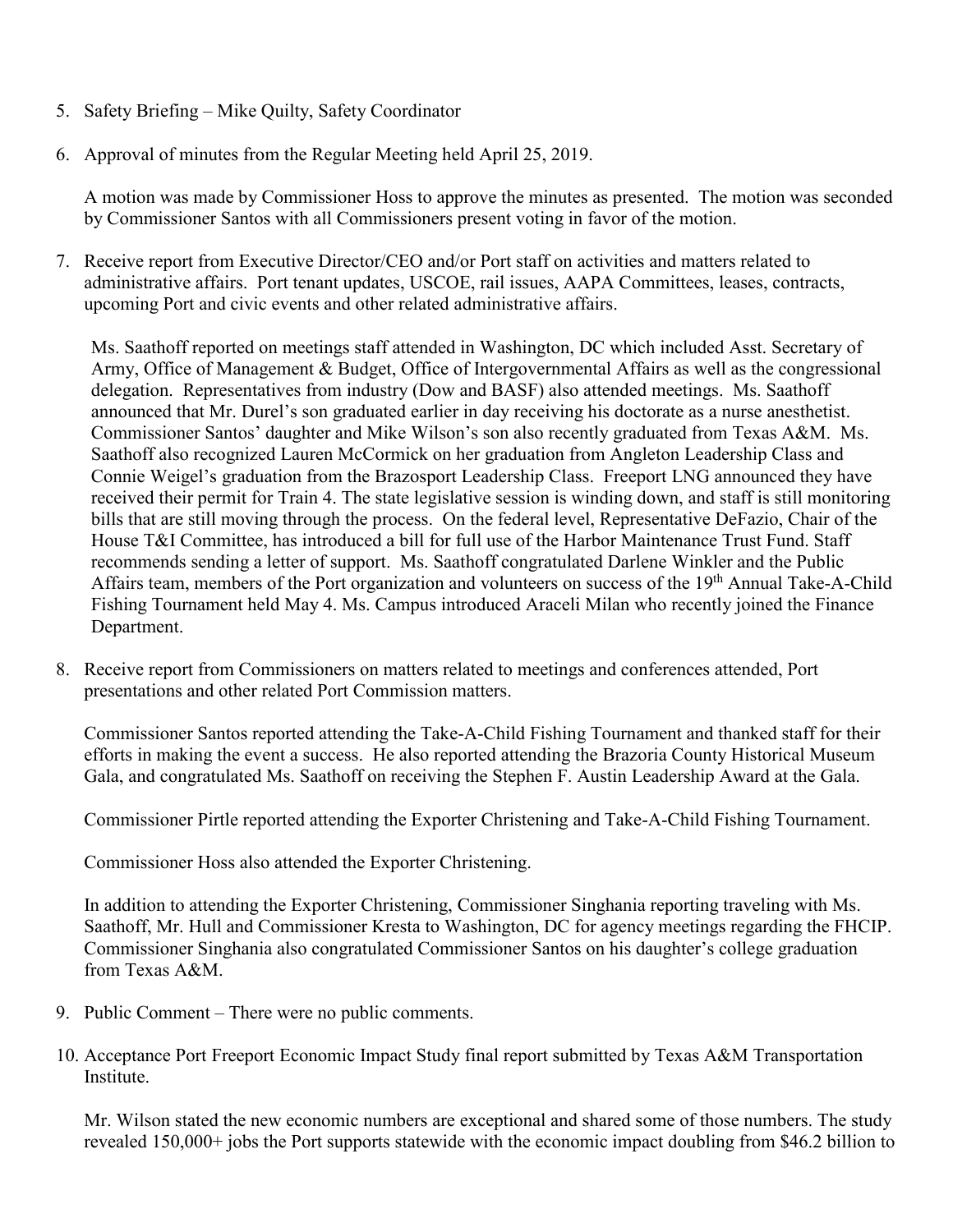5. Safety Briefing – Mike Quilty, Safety Coordinator

6. Approval of minutes from the Regular Meeting held April 25, 2019.

   A motion was made by Commissioner Hoss to approve the minutes as presented. The motion was seconded by Commissioner Santos with all Commissioners present voting in favor of the motion.

7. Receive report from Executive Director/CEO and/or Port staff on activities and matters related to administrative affairs. Port tenant updates, USCOE, rail issues, AAPA Committees, leases, contracts, upcoming Port and civic events and other related administrative affairs.

   Ms. Saathoff reported on meetings staff attended in Washington, DC which included Asst. Secretary of Army, Office of Management & Budget, Office of Intergovernmental Affairs as well as the congressional delegation. Representatives from industry (Dow and BASF) also attended meetings. Ms. Saathoff announced that Mr. Durel's son graduated earlier in day receiving his doctorate as a nurse anesthetist. Commissioner Santos' daughter and Mike Wilson's son also recently graduated from Texas A&M. Ms. Saathoff also recognized Lauren McCormick on her graduation from Angleton Leadership Class and Connie Weigel's graduation from the Brazosport Leadership Class. Freeport LNG announced they have received their permit for Train 4. The state legislative session is winding down, and staff is still monitoring bills that are still moving through the process. On the federal level, Representative DeFazio, Chair of the House T&I Committee, has introduced a bill for full use of the Harbor Maintenance Trust Fund. Staff recommends sending a letter of support. Ms. Saathoff congratulated Darlene Winkler and the Public Affairs team, members of the Port organization and volunteers on success of the 19th Annual Take-A-Child Fishing Tournament held May 4. Ms. Campus introduced Araceli Milan who recently joined the Finance Department.

8. Receive report from Commissioners on matters related to meetings and conferences attended, Port presentations and other related Port Commission matters.

   Commissioner Santos reported attending the Take-A-Child Fishing Tournament and thanked staff for their efforts in making the event a success. He also reported attending the Brazoria County Historical Museum Gala, and congratulated Ms. Saathoff on receiving the Stephen F. Austin Leadership Award at the Gala.

   Commissioner Pirtle reported attending the Exporter Christening and Take-A-Child Fishing Tournament.

   Commissioner Hoss also attended the Exporter Christening.

   In addition to attending the Exporter Christening, Commissioner Singhania reporting traveling with Ms. Saathoff, Mr. Hull and Commissioner Kresta to Washington, DC for agency meetings regarding the FHCIP. Commissioner Singhania also congratulated Commissioner Santos on his daughter's college graduation from Texas A&M.

9. Public Comment – There were no public comments.

10. Acceptance Port Freeport Economic Impact Study final report submitted by Texas A&M Transportation Institute.

    Mr. Wilson stated the new economic numbers are exceptional and shared some of those numbers. The study revealed 150,000+ jobs the Port supports statewide with the economic impact doubling from $46.2 billion to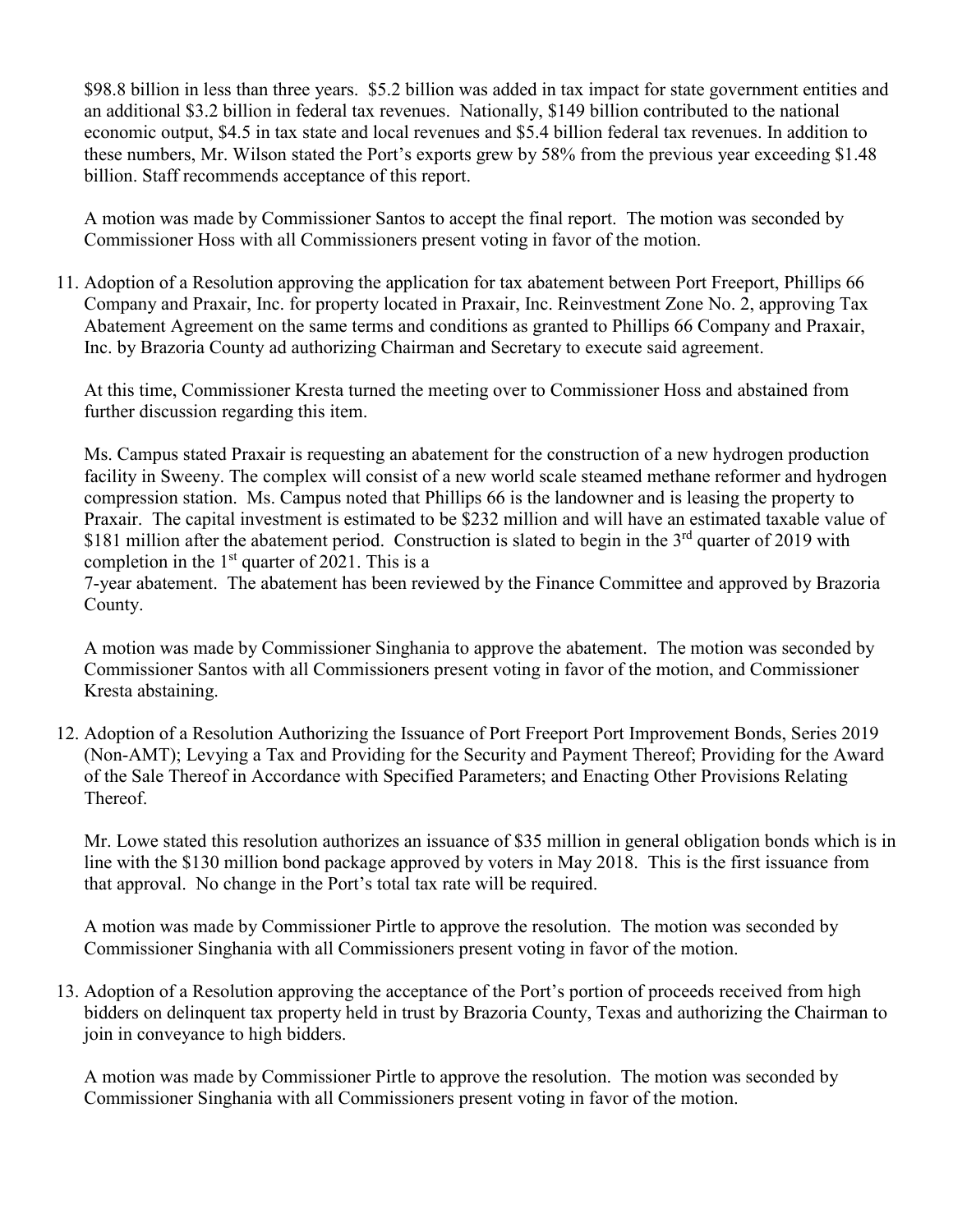$98.8 billion in less than three years. $5.2 billion was added in tax impact for state government entities and an additional $3.2 billion in federal tax revenues. Nationally, $149 billion contributed to the national economic output, $4.5 in tax state and local revenues and $5.4 billion federal tax revenues. In addition to these numbers, Mr. Wilson stated the Port's exports grew by 58% from the previous year exceeding $1.48 billion. Staff recommends acceptance of this report.

A motion was made by Commissioner Santos to accept the final report. The motion was seconded by Commissioner Hoss with all Commissioners present voting in favor of the motion.

11. Adoption of a Resolution approving the application for tax abatement between Port Freeport, Phillips 66 Company and Praxair, Inc. for property located in Praxair, Inc. Reinvestment Zone No. 2, approving Tax Abatement Agreement on the same terms and conditions as granted to Phillips 66 Company and Praxair, Inc. by Brazoria County ad authorizing Chairman and Secretary to execute said agreement.

   At this time, Commissioner Kresta turned the meeting over to Commissioner Hoss and abstained from further discussion regarding this item.

   Ms. Campus stated Praxair is requesting an abatement for the construction of a new hydrogen production facility in Sweeny. The complex will consist of a new world scale steamed methane reformer and hydrogen compression station. Ms. Campus noted that Phillips 66 is the landowner and is leasing the property to Praxair. The capital investment is estimated to be $232 million and will have an estimated taxable value of $181 million after the abatement period. Construction is slated to begin in the 3rd quarter of 2019 with completion in the 1st quarter of 2021. This is a 7-year abatement. The abatement has been reviewed by the Finance Committee and approved by Brazoria County.

   A motion was made by Commissioner Singhania to approve the abatement. The motion was seconded by Commissioner Santos with all Commissioners present voting in favor of the motion, and Commissioner Kresta abstaining.

12. Adoption of a Resolution Authorizing the Issuance of Port Freeport Port Improvement Bonds, Series 2019 (Non-AMT); Levying a Tax and Providing for the Security and Payment Thereof; Providing for the Award of the Sale Thereof in Accordance with Specified Parameters; and Enacting Other Provisions Relating Thereof.

   Mr. Lowe stated this resolution authorizes an issuance of $35 million in general obligation bonds which is in line with the $130 million bond package approved by voters in May 2018. This is the first issuance from that approval. No change in the Port's total tax rate will be required.

   A motion was made by Commissioner Pirtle to approve the resolution. The motion was seconded by Commissioner Singhania with all Commissioners present voting in favor of the motion.

13. Adoption of a Resolution approving the acceptance of the Port's portion of proceeds received from high bidders on delinquent tax property held in trust by Brazoria County, Texas and authorizing the Chairman to join in conveyance to high bidders.

   A motion was made by Commissioner Pirtle to approve the resolution. The motion was seconded by Commissioner Singhania with all Commissioners present voting in favor of the motion.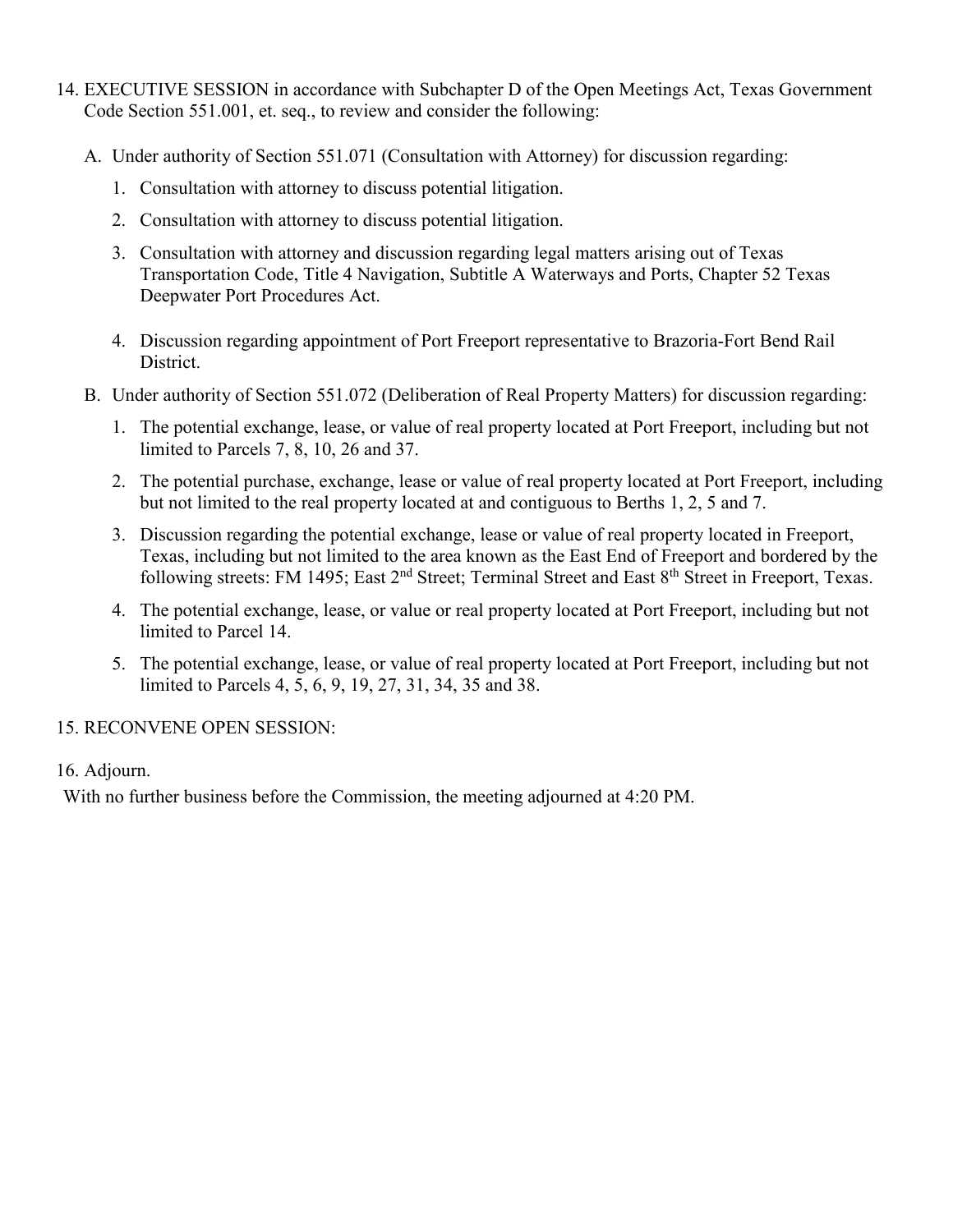14. EXECUTIVE SESSION in accordance with Subchapter D of the Open Meetings Act, Texas Government Code Section 551.001, et. seq., to review and consider the following:

    A. Under authority of Section 551.071 (Consultation with Attorney) for discussion regarding:

       1. Consultation with attorney to discuss potential litigation.
       2. Consultation with attorney to discuss potential litigation.
       3. Consultation with attorney and discussion regarding legal matters arising out of Texas Transportation Code, Title 4 Navigation, Subtitle A Waterways and Ports, Chapter 52 Texas Deepwater Port Procedures Act.
       4. Discussion regarding appointment of Port Freeport representative to Brazoria-Fort Bend Rail District.

    B. Under authority of Section 551.072 (Deliberation of Real Property Matters) for discussion regarding:

       1. The potential exchange, lease, or value of real property located at Port Freeport, including but not limited to Parcels 7, 8, 10, 26 and 37.
       2. The potential purchase, exchange, lease or value of real property located at Port Freeport, including but not limited to the real property located at and contiguous to Berths 1, 2, 5 and 7.
       3. Discussion regarding the potential exchange, lease or value of real property located in Freeport, Texas, including but not limited to the area known as the East End of Freeport and bordered by the following streets: FM 1495; East 2nd Street; Terminal Street and East 8th Street in Freeport, Texas.
       4. The potential exchange, lease, or value or real property located at Port Freeport, including but not limited to Parcel 14.
       5. The potential exchange, lease, or value of real property located at Port Freeport, including but not limited to Parcels 4, 5, 6, 9, 19, 27, 31, 34, 35 and 38.

15. RECONVENE OPEN SESSION:

16. Adjourn.

With no further business before the Commission, the meeting adjourned at 4:20 PM.